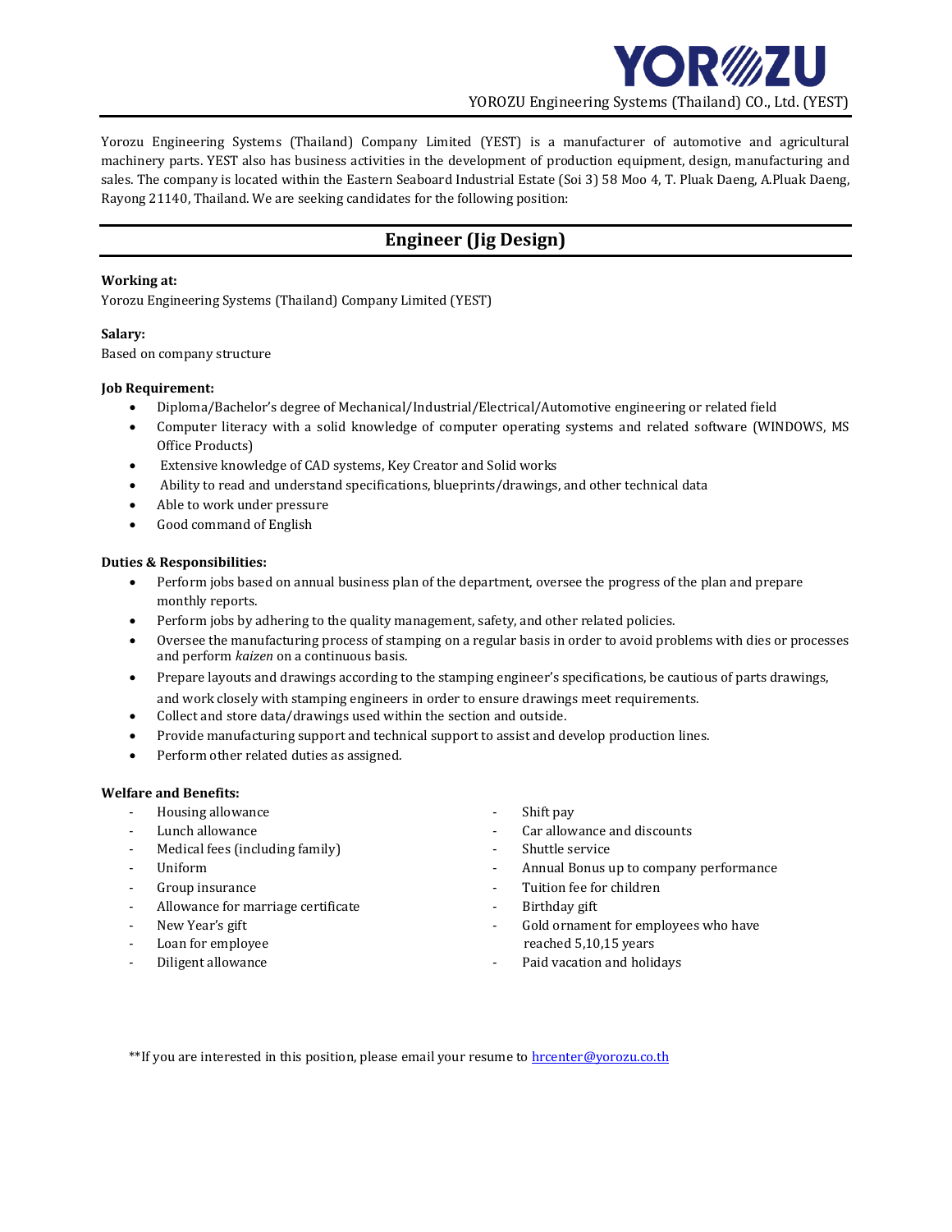YOROZU Engineering Systems (Thailand) CO., Ltd. (YEST)

Yorozu Engineering Systems (Thailand) Company Limited (YEST) is a manufacturer of automotive and agricultural machinery parts. YEST also has business activities in the development of production equipment, design, manufacturing and sales. The company is located within the Eastern Seaboard Industrial Estate (Soi 3) 58 Moo 4, T. Pluak Daeng, A.Pluak Daeng, Rayong 21140, Thailand. We are seeking candidates for the following position:

## Engineer (Jig Design)

**Working at:**
Yorozu Engineering Systems (Thailand) Company Limited (YEST)

**Salary:**
Based on company structure

**Job Requirement:**

- Diploma/Bachelor's degree of Mechanical/Industrial/Electrical/Automotive engineering or related field
- Computer literacy with a solid knowledge of computer operating systems and related software (WINDOWS, MS Office Products)
- Extensive knowledge of CAD systems, Key Creator and Solid works
- Ability to read and understand specifications, blueprints/drawings, and other technical data
- Able to work under pressure
- Good command of English

**Duties & Responsibilities:**

- Perform jobs based on annual business plan of the department, oversee the progress of the plan and prepare monthly reports.
- Perform jobs by adhering to the quality management, safety, and other related policies.
- Oversee the manufacturing process of stamping on a regular basis in order to avoid problems with dies or processes and perform *kaizen* on a continuous basis.
- Prepare layouts and drawings according to the stamping engineer's specifications, be cautious of parts drawings, and work closely with stamping engineers in order to ensure drawings meet requirements.
- Collect and store data/drawings used within the section and outside.
- Provide manufacturing support and technical support to assist and develop production lines.
- Perform other related duties as assigned.

**Welfare and Benefits:**

- Housing allowance
- Lunch allowance
- Medical fees (including family)
- Uniform
- Group insurance
- Allowance for marriage certificate
- New Year's gift
- Loan for employee
- Diligent allowance
- Shift pay
- Car allowance and discounts
- Shuttle service
- Annual Bonus up to company performance
- Tuition fee for children
- Birthday gift
- Gold ornament for employees who have reached 5,10,15 years
- Paid vacation and holidays

**If you are interested in this position, please email your resume to hrcenter@yorozu.co.th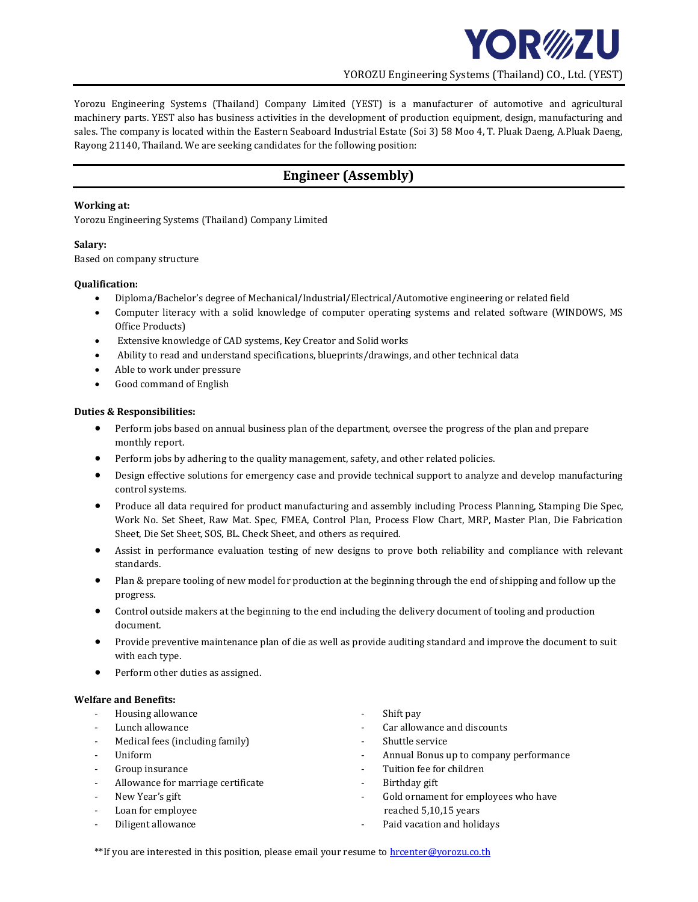YOROZU

YOROZU Engineering Systems (Thailand) CO., Ltd. (YEST)

Yorozu Engineering Systems (Thailand) Company Limited (YEST) is a manufacturer of automotive and agricultural machinery parts. YEST also has business activities in the development of production equipment, design, manufacturing and sales. The company is located within the Eastern Seaboard Industrial Estate (Soi 3) 58 Moo 4, T. Pluak Daeng, A.Pluak Daeng, Rayong 21140, Thailand. We are seeking candidates for the following position:

## Engineer (Assembly)

**Working at:**
Yorozu Engineering Systems (Thailand) Company Limited

**Salary:**
Based on company structure

**Qualification:**

- Diploma/Bachelor's degree of Mechanical/Industrial/Electrical/Automotive engineering or related field
- Computer literacy with a solid knowledge of computer operating systems and related software (WINDOWS, MS Office Products)
- Extensive knowledge of CAD systems, Key Creator and Solid works
- Ability to read and understand specifications, blueprints/drawings, and other technical data
- Able to work under pressure
- Good command of English

**Duties & Responsibilities:**

- Perform jobs based on annual business plan of the department, oversee the progress of the plan and prepare monthly report.
- Perform jobs by adhering to the quality management, safety, and other related policies.
- Design effective solutions for emergency case and provide technical support to analyze and develop manufacturing control systems.
- Produce all data required for product manufacturing and assembly including Process Planning, Stamping Die Spec, Work No. Set Sheet, Raw Mat. Spec, FMEA, Control Plan, Process Flow Chart, MRP, Master Plan, Die Fabrication Sheet, Die Set Sheet, SOS, BL. Check Sheet, and others as required.
- Assist in performance evaluation testing of new designs to prove both reliability and compliance with relevant standards.
- Plan & prepare tooling of new model for production at the beginning through the end of shipping and follow up the progress.
- Control outside makers at the beginning to the end including the delivery document of tooling and production document.
- Provide preventive maintenance plan of die as well as provide auditing standard and improve the document to suit with each type.
- Perform other duties as assigned.

**Welfare and Benefits:**

- Housing allowance
- Lunch allowance
- Medical fees (including family)
- Uniform
- Group insurance
- Allowance for marriage certificate
- New Year's gift
- Loan for employee
- Diligent allowance
- Shift pay
- Car allowance and discounts
- Shuttle service
- Annual Bonus up to company performance
- Tuition fee for children
- Birthday gift
- Gold ornament for employees who have reached 5,10,15 years
- Paid vacation and holidays

**If you are interested in this position, please email your resume to hrcenter@yorozu.co.th